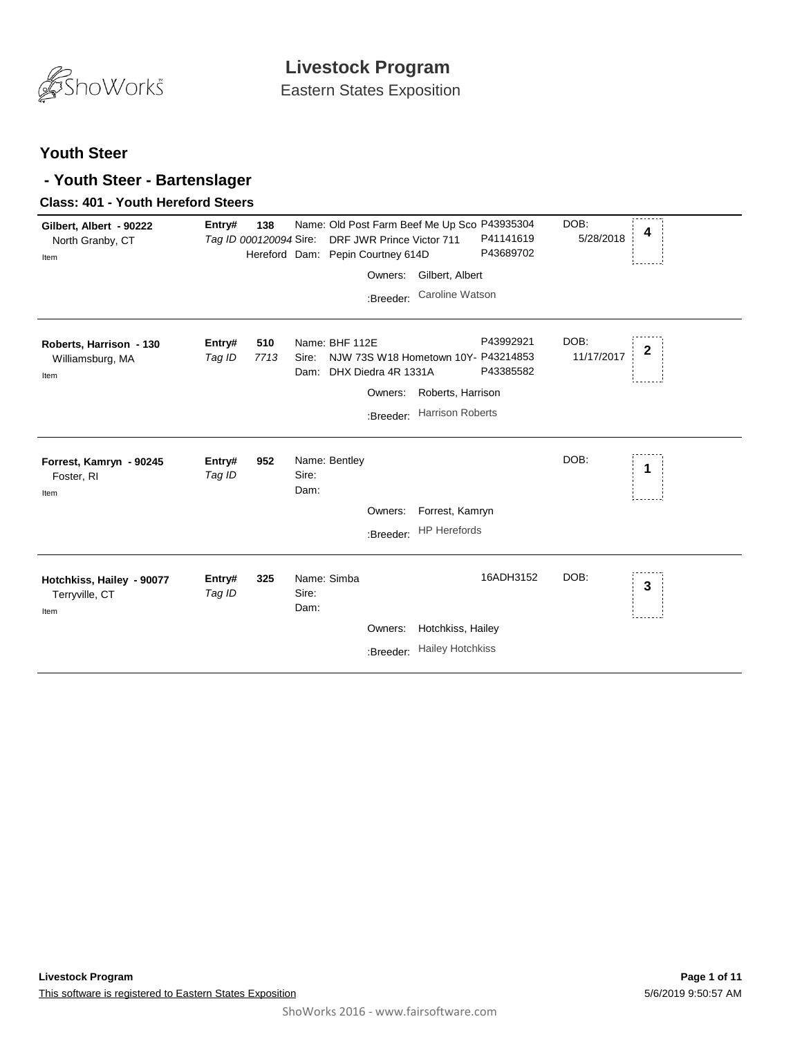# Livestock Program

Eastern States Exposition

## Youth Steer

### - Youth Steer - Bartenslager

#### Class: 401 - Youth Hereford Steers

| Exhibitor | Entry# / Tag ID | Animal Details | Registration # | DOB | Place |
|---|---|---|---|---|---|
| **Gilbert, Albert - 90222**<br>North Granby, CT<br>Item | **Entry# 138**<br>*Tag ID 000120094*<br>Hereford | Name: Old Post Farm Beef Me Up Sco<br>Sire: DRF JWR Prince Victor 711<br>Dam: Pepin Courtney 614D<br>Owners: Gilbert, Albert<br>:Breeder: Caroline Watson | P43935304<br>P41141619<br>P43689702 | DOB: 5/28/2018 | 4 |
| **Roberts, Harrison - 130**<br>Williamsburg, MA<br>Item | **Entry# 510**<br>*Tag ID 7713* | Name: BHF 112E<br>Sire: NJW 73S W18 Hometown 10Y-<br>Dam: DHX Diedra 4R 1331A<br>Owners: Roberts, Harrison<br>:Breeder: Harrison Roberts | P43992921<br>P43214853<br>P43385582 | DOB: 11/17/2017 | 2 |
| **Forrest, Kamryn - 90245**<br>Foster, RI<br>Item | **Entry# 952**<br>*Tag ID* | Name: Bentley<br>Sire:<br>Dam:<br>Owners: Forrest, Kamryn<br>:Breeder: HP Herefords | | DOB: | 1 |
| **Hotchkiss, Hailey - 90077**<br>Terryville, CT<br>Item | **Entry# 325**<br>*Tag ID* | Name: Simba<br>Sire:<br>Dam:<br>Owners: Hotchkiss, Hailey<br>:Breeder: Hailey Hotchkiss | 16ADH3152 | DOB: | 3 |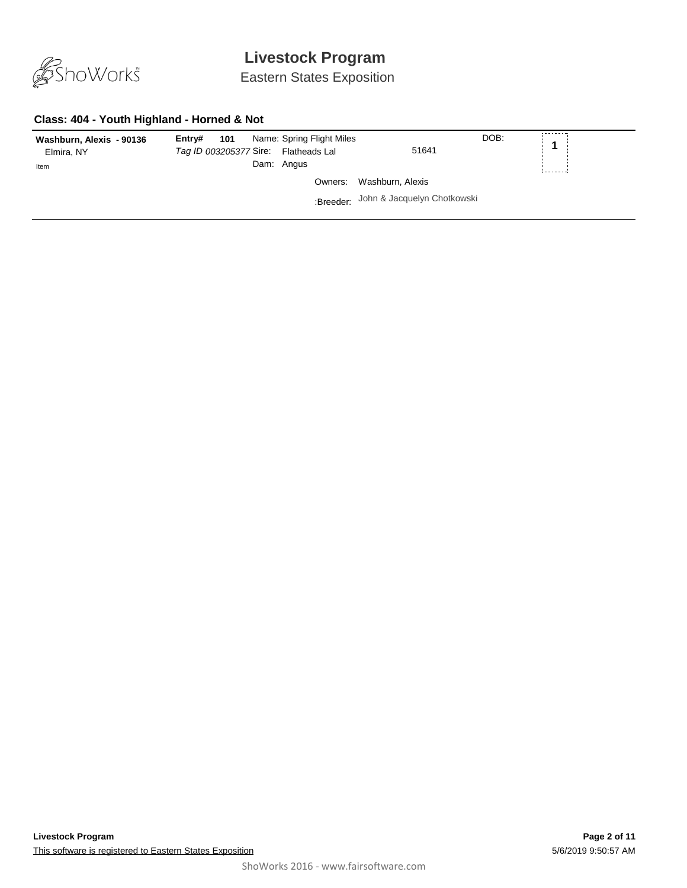# Livestock Program

Eastern States Exposition

### Class: 404 - Youth Highland - Horned & Not

**Washburn, Alexis - 90136**
Elmira, NY
Item

**Entry# 101**
*Tag ID 003205377*

Name: Spring Flight Miles
Sire: Flatheads Lal
Dam: Angus

51641

DOB:

**1**

Owners: Washburn, Alexis

:Breeder: John & Jacquelyn Chotkowski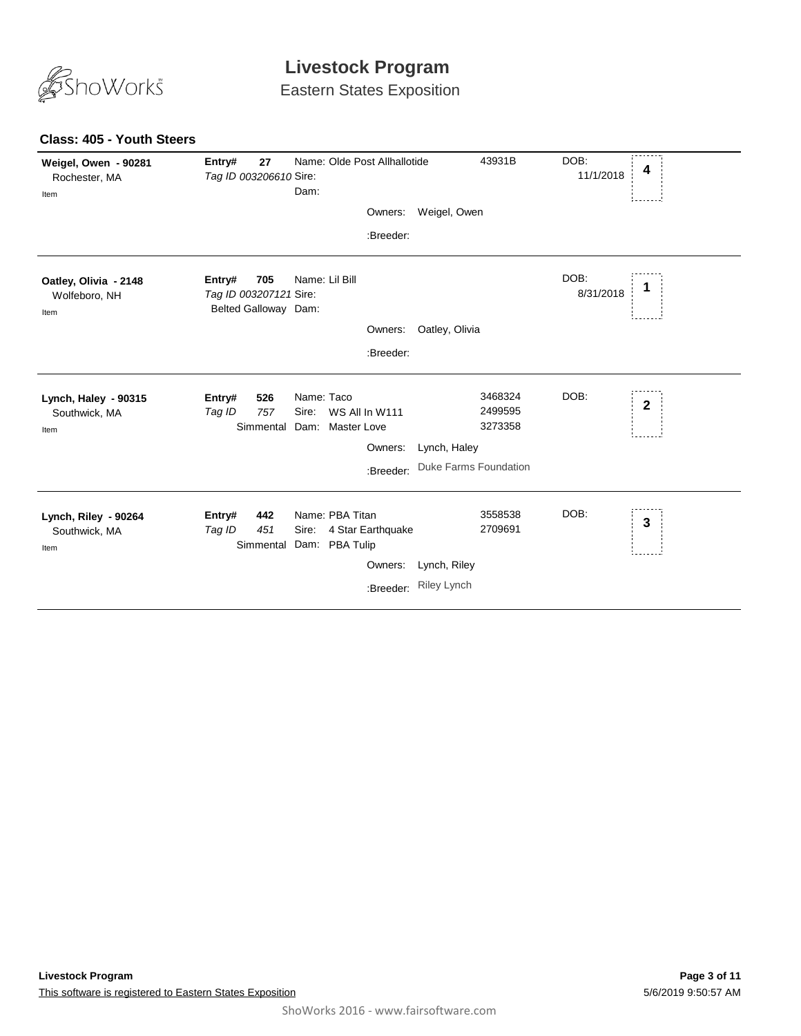# Livestock Program

Eastern States Exposition

## Class: 405 - Youth Steers

**Weigel, Owen - 90281**
Rochester, MA
Item

**Entry# 27**
*Tag ID 003206610*
Name: Olde Post Allhallotide — 43931B
Sire:
Dam:
Owners: Weigel, Owen
:Breeder:
DOB: 11/1/2018
**4**

---

**Oatley, Olivia - 2148**
Wolfeboro, NH
Item

**Entry# 705**
*Tag ID 003207121*
Belted Galloway
Name: Lil Bill
Sire:
Dam:
Owners: Oatley, Olivia
:Breeder:
DOB: 8/31/2018
**1**

---

**Lynch, Haley - 90315**
Southwick, MA
Item

**Entry# 526**
*Tag ID 757*
Simmental
Name: Taco — 3468324
Sire: WS All In W111 — 2499595
Dam: Master Love — 3273358
Owners: Lynch, Haley
:Breeder: Duke Farms Foundation
DOB:
**2**

---

**Lynch, Riley - 90264**
Southwick, MA
Item

**Entry# 442**
*Tag ID 451*
Simmental
Name: PBA Titan — 3558538
Sire: 4 Star Earthquake — 2709691
Dam: PBA Tulip
Owners: Lynch, Riley
:Breeder: Riley Lynch
DOB:
**3**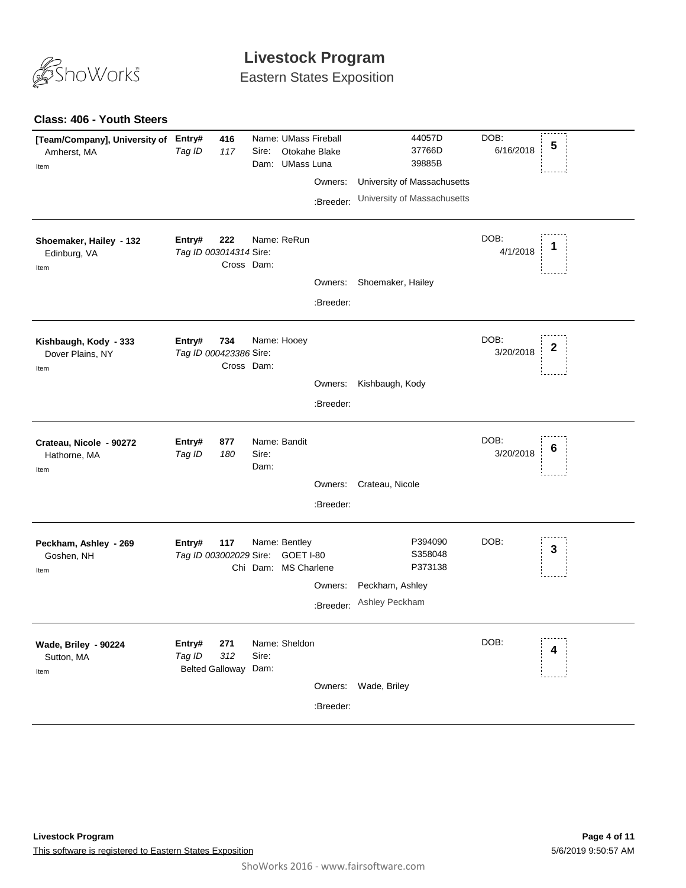# Livestock Program

Eastern States Exposition

## Class: 406 - Youth Steers

**[Team/Company], University of** Amherst, MA
Item

**Entry# 416** *Tag ID 117*
Name: UMass Fireball 44057D
Sire: Otokahe Blake 37766D
Dam: UMass Luna 39885B
Owners: University of Massachusetts
:Breeder: University of Massachusetts
DOB: 6/16/2018
Placing: **5**

---

**Shoemaker, Hailey - 132** Edinburg, VA
Item

**Entry# 222** *Tag ID 003014314*
Cross
Name: ReRun
Sire:
Dam:
Owners: Shoemaker, Hailey
:Breeder:
DOB: 4/1/2018
Placing: **1**

---

**Kishbaugh, Kody - 333** Dover Plains, NY
Item

**Entry# 734** *Tag ID 000423386*
Cross
Name: Hooey
Sire:
Dam:
Owners: Kishbaugh, Kody
:Breeder:
DOB: 3/20/2018
Placing: **2**

---

**Crateau, Nicole - 90272** Hathorne, MA
Item

**Entry# 877** *Tag ID 180*
Name: Bandit
Sire:
Dam:
Owners: Crateau, Nicole
:Breeder:
DOB: 3/20/2018
Placing: **6**

---

**Peckham, Ashley - 269** Goshen, NH
Item

**Entry# 117** *Tag ID 003002029*
Chi
Name: Bentley P394090
Sire: GOET I-80 S358048
Dam: MS Charlene P373138
Owners: Peckham, Ashley
:Breeder: Ashley Peckham
DOB:
Placing: **3**

---

**Wade, Briley - 90224** Sutton, MA
Item

**Entry# 271** *Tag ID 312*
Belted Galloway
Name: Sheldon
Sire:
Dam:
Owners: Wade, Briley
:Breeder:
DOB:
Placing: **4**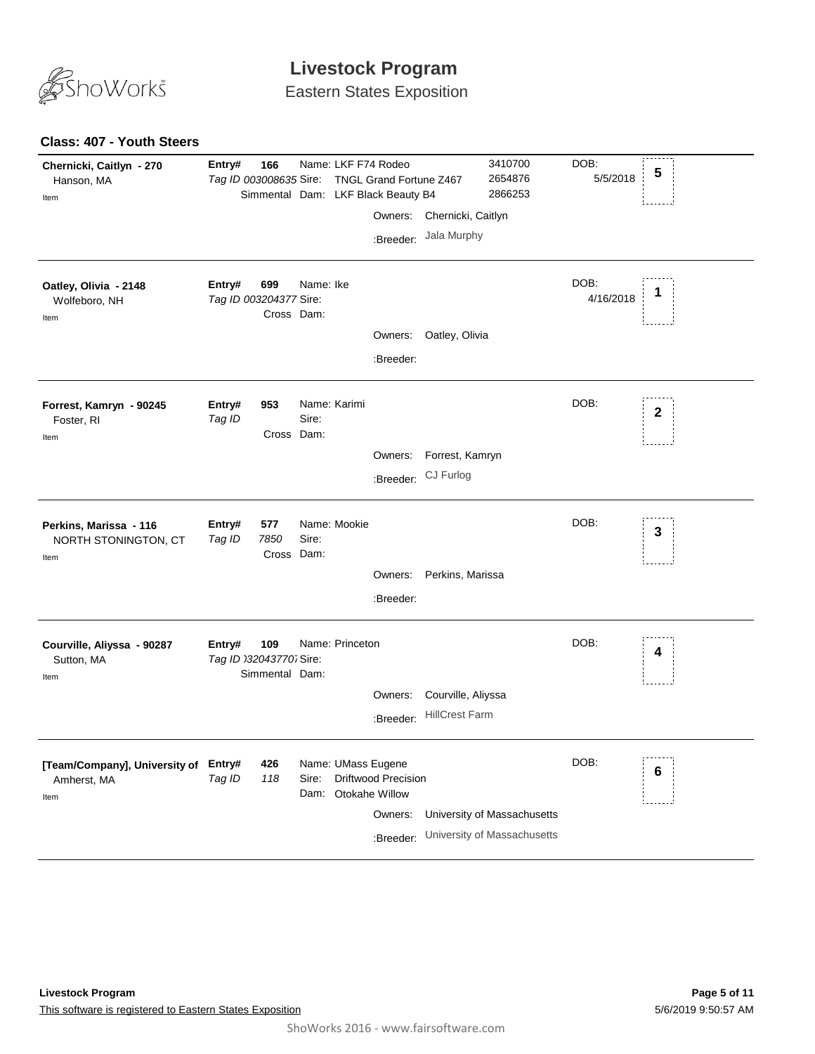# Livestock Program

Eastern States Exposition

### Class: 407 - Youth Steers

**Chernicki, Caitlyn - 270**
Hanson, MA
Item

**Entry#** **166**
*Tag ID 003008635* Sire: TNGL Grand Fortune Z467 — 2654876
Simmental Dam: LKF Black Beauty B4 — 2866253
Name: LKF F74 Rodeo — 3410700
Owners: Chernicki, Caitlyn
:Breeder: Jala Murphy
DOB: 5/5/2018
**5**

---

**Oatley, Olivia - 2148**
Wolfeboro, NH
Item

**Entry#** **699**
*Tag ID 003204377* Sire:
Cross Dam:
Name: Ike
Owners: Oatley, Olivia
:Breeder:
DOB: 4/16/2018
**1**

---

**Forrest, Kamryn - 90245**
Foster, RI
Item

**Entry#** **953**
*Tag ID* Sire:
Cross Dam:
Name: Karimi
Owners: Forrest, Kamryn
:Breeder: CJ Furlog
DOB:
**2**

---

**Perkins, Marissa - 116**
NORTH STONINGTON, CT
Item

**Entry#** **577**
*Tag ID* *7850* Sire:
Cross Dam:
Name: Mookie
Owners: Perkins, Marissa
:Breeder:
DOB:
**3**

---

**Courville, Aliyssa - 90287**
Sutton, MA
Item

**Entry#** **109**
*Tag ID )320437707* Sire:
Simmental Dam:
Name: Princeton
Owners: Courville, Aliyssa
:Breeder: HillCrest Farm
DOB:
**4**

---

**[Team/Company], University of**
Amherst, MA
Item

**Entry#** **426**
*Tag ID* *118* Sire: Driftwood Precision
Dam: Otokahe Willow
Name: UMass Eugene
Owners: University of Massachusetts
:Breeder: University of Massachusetts
DOB:
**6**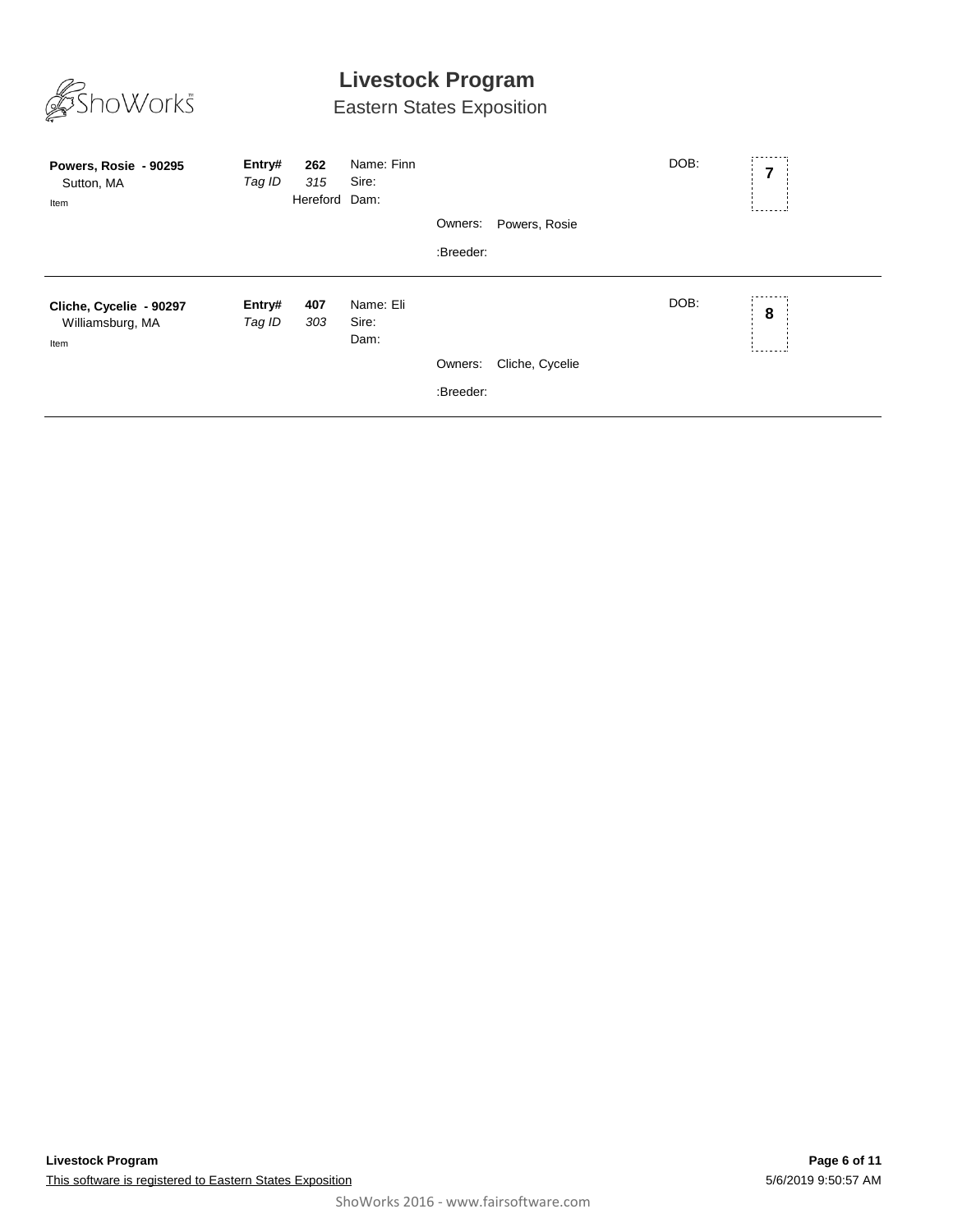# Livestock Program

## Eastern States Exposition

**Powers, Rosie - 90295**
Sutton, MA
Item

**Entry#** **262**
*Tag ID* *315*
Hereford

Name: Finn
Sire:
Dam:

Owners: Powers, Rosie

:Breeder:

DOB:

**7**

---

**Cliche, Cycelie - 90297**
Williamsburg, MA
Item

**Entry#** **407**
*Tag ID* *303*

Name: Eli
Sire:
Dam:

Owners: Cliche, Cycelie

:Breeder:

DOB:

**8**

---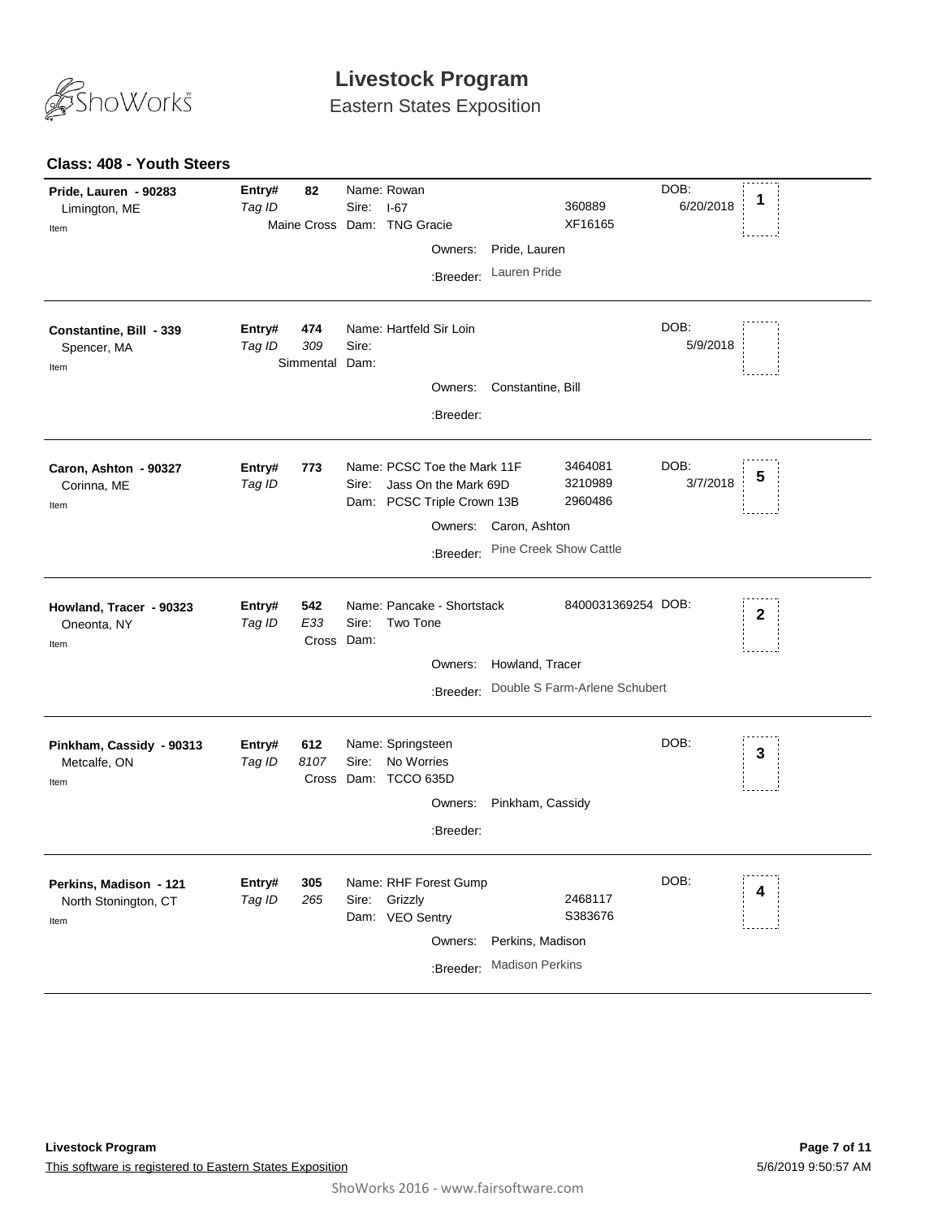# Livestock Program

## Eastern States Exposition

### Class: 408 - Youth Steers

| Exhibitor | Entry# / Tag ID | Animal | Registration | DOB | Place |
|---|---|---|---|---|---|
| **Pride, Lauren - 90283**<br>Limington, ME<br>Item | **Entry#** 82<br>*Tag ID*<br>Maine Cross | Name: Rowan<br>Sire: I-67<br>Dam: TNG Gracie<br>Owners: Pride, Lauren<br>:Breeder: Lauren Pride | 360889<br>XF16165 | DOB: 6/20/2018 | 1 |
| **Constantine, Bill - 339**<br>Spencer, MA<br>Item | **Entry#** 474<br>*Tag ID* *309*<br>Simmental | Name: Hartfeld Sir Loin<br>Sire:<br>Dam:<br>Owners: Constantine, Bill<br>:Breeder: | | DOB: 5/9/2018 | |
| **Caron, Ashton - 90327**<br>Corinna, ME<br>Item | **Entry#** 773<br>*Tag ID* | Name: PCSC Toe the Mark 11F<br>Sire: Jass On the Mark 69D<br>Dam: PCSC Triple Crown 13B<br>Owners: Caron, Ashton<br>:Breeder: Pine Creek Show Cattle | 3464081<br>3210989<br>2960486 | DOB: 3/7/2018 | 5 |
| **Howland, Tracer - 90323**<br>Oneonta, NY<br>Item | **Entry#** 542<br>*Tag ID* *E33*<br>Cross | Name: Pancake - Shortstack<br>Sire: Two Tone<br>Dam:<br>Owners: Howland, Tracer<br>:Breeder: Double S Farm-Arlene Schubert | 8400031369254 | DOB: | 2 |
| **Pinkham, Cassidy - 90313**<br>Metcalfe, ON<br>Item | **Entry#** 612<br>*Tag ID* *8107*<br>Cross | Name: Springsteen<br>Sire: No Worries<br>Dam: TCCO 635D<br>Owners: Pinkham, Cassidy<br>:Breeder: | | DOB: | 3 |
| **Perkins, Madison - 121**<br>North Stonington, CT<br>Item | **Entry#** 305<br>*Tag ID* *265* | Name: RHF Forest Gump<br>Sire: Grizzly<br>Dam: VEO Sentry<br>Owners: Perkins, Madison<br>:Breeder: Madison Perkins | 2468117<br>S383676 | DOB: | 4 |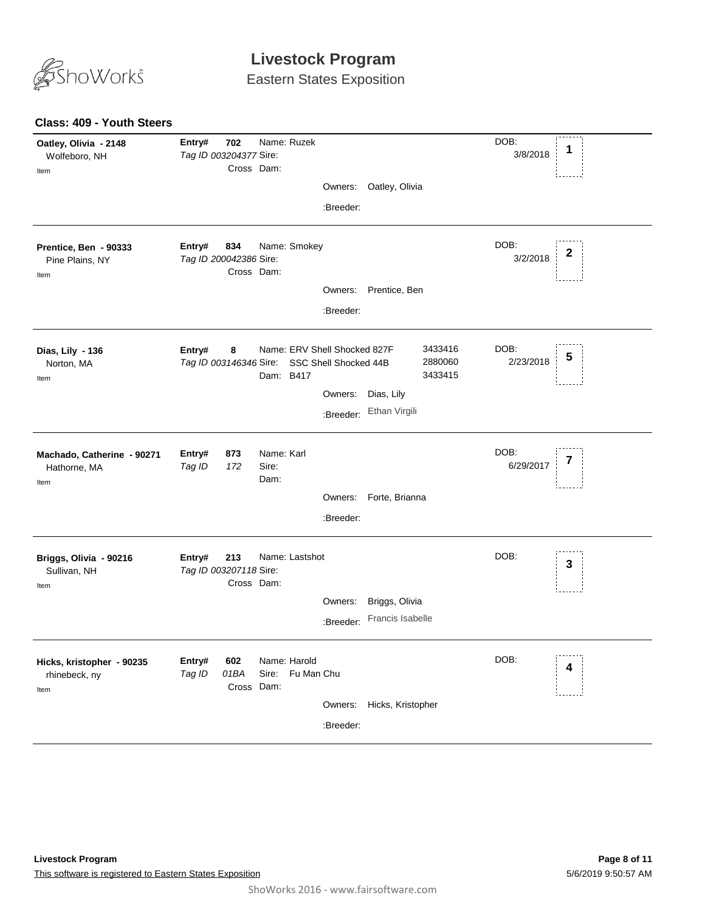# Livestock Program

## Eastern States Exposition

### Class: 409 - Youth Steers

**Oatley, Olivia - 2148**
Wolfeboro, NH
Item

**Entry#** **702** Name: Ruzek
*Tag ID 003204377* Sire:
Cross Dam:
Owners: Oatley, Olivia
:Breeder:

DOB: 3/8/2018

**1**

---

**Prentice, Ben - 90333**
Pine Plains, NY
Item

**Entry#** **834** Name: Smokey
*Tag ID 200042386* Sire:
Cross Dam:
Owners: Prentice, Ben
:Breeder:

DOB: 3/2/2018

**2**

---

**Dias, Lily - 136**
Norton, MA
Item

**Entry#** **8** Name: ERV Shell Shocked 827F 3433416
*Tag ID 003146346* Sire: SSC Shell Shocked 44B 2880060
Dam: B417 3433415
Owners: Dias, Lily
:Breeder: Ethan Virgili

DOB: 2/23/2018

**5**

---

**Machado, Catherine - 90271**
Hathorne, MA
Item

**Entry#** **873** Name: Karl
*Tag ID* *172* Sire:
Dam:
Owners: Forte, Brianna
:Breeder:

DOB: 6/29/2017

**7**

---

**Briggs, Olivia - 90216**
Sullivan, NH
Item

**Entry#** **213** Name: Lastshot
*Tag ID 003207118* Sire:
Cross Dam:
Owners: Briggs, Olivia
:Breeder: Francis Isabelle

DOB:

**3**

---

**Hicks, kristopher - 90235**
rhinebeck, ny
Item

**Entry#** **602** Name: Harold
*Tag ID* *01BA* Sire: Fu Man Chu
Cross Dam:
Owners: Hicks, Kristopher
:Breeder:

DOB:

**4**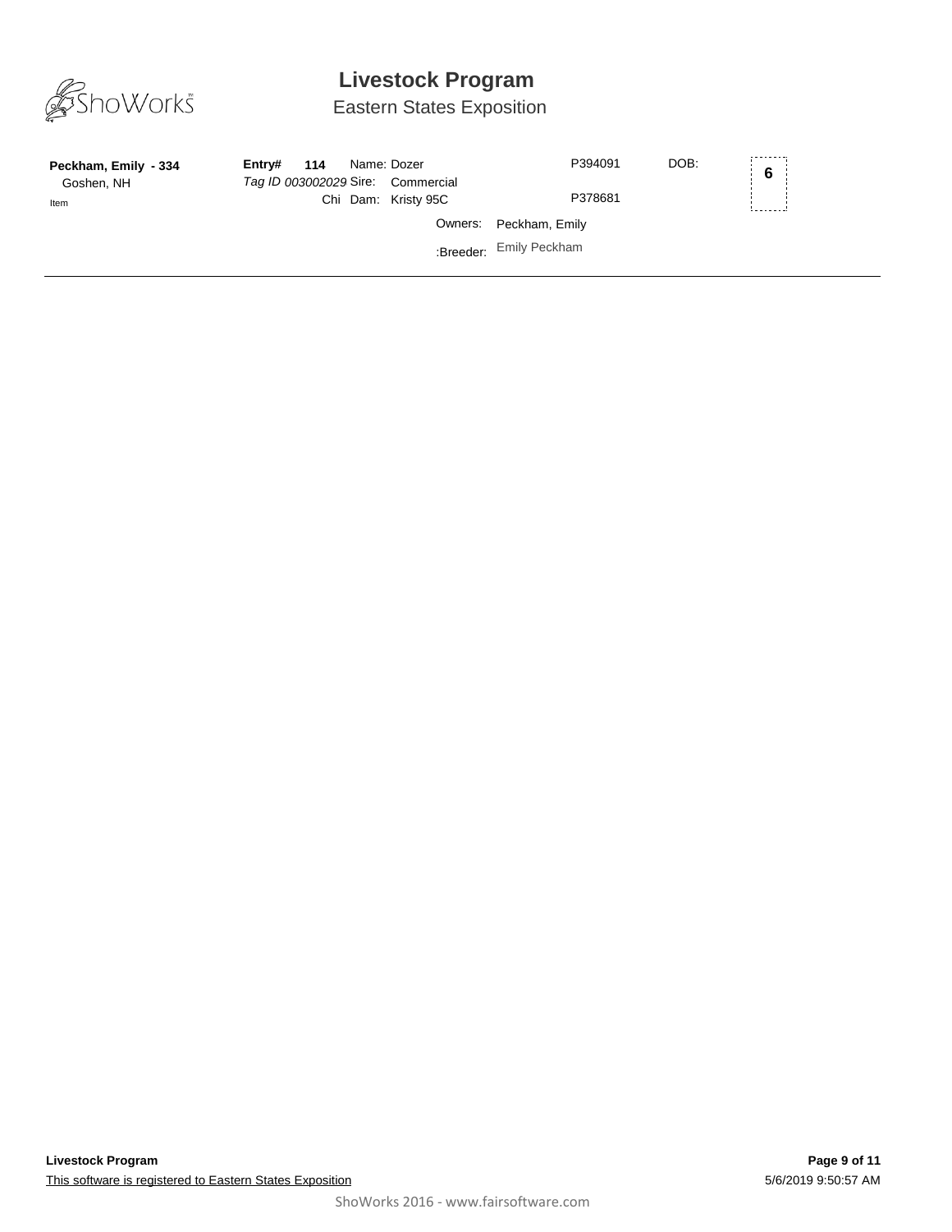# Livestock Program

## Eastern States Exposition

**Peckham, Emily - 334**
Goshen, NH
Item

**Entry# 114** Name: Dozer P394091 DOB:
*Tag ID 003002029* Sire: Commercial
Chi Dam: Kristy 95C P378681
Owners: Peckham, Emily
:Breeder: Emily Peckham

**6**

---

This software is registered to Eastern States Exposition

5/6/2019 9:50:57 AM

ShoWorks 2016 - www.fairsoftware.com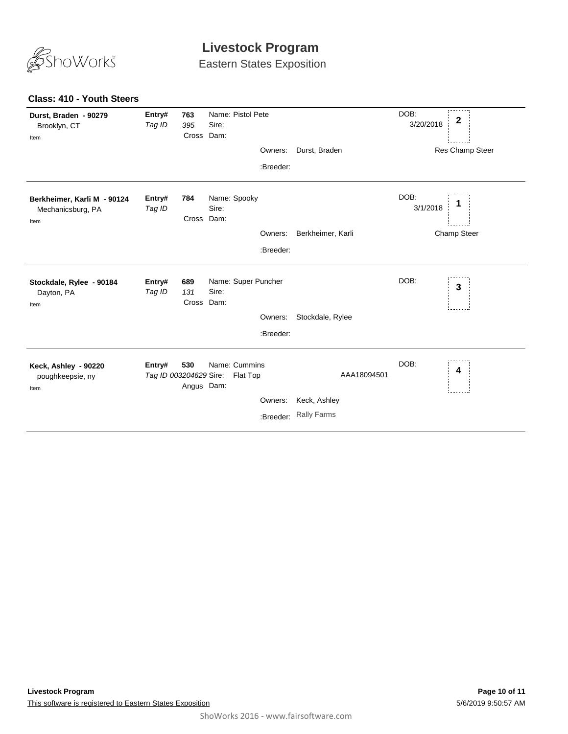# Livestock Program

Eastern States Exposition

### Class: 410 - Youth Steers

**Durst, Braden - 90279**
Brooklyn, CT
Item

**Entry#** 763
*Tag ID* *395*
Cross
Name: Pistol Pete
Sire:
Dam:
Owners: Durst, Braden
:Breeder:
DOB: 3/20/2018
**2**
Res Champ Steer

---

**Berkheimer, Karli M - 90124**
Mechanicsburg, PA
Item

**Entry#** 784
*Tag ID*
Cross
Name: Spooky
Sire:
Dam:
Owners: Berkheimer, Karli
:Breeder:
DOB: 3/1/2018
**1**
Champ Steer

---

**Stockdale, Rylee - 90184**
Dayton, PA
Item

**Entry#** 689
*Tag ID* *131*
Cross
Name: Super Puncher
Sire:
Dam:
Owners: Stockdale, Rylee
:Breeder:
DOB:
**3**

---

**Keck, Ashley - 90220**
poughkeepsie, ny
Item

**Entry#** 530
*Tag ID 003204629*
Angus
Name: Cummins
Sire: Flat Top AAA18094501
Dam:
Owners: Keck, Ashley
:Breeder: Rally Farms
DOB:
**4**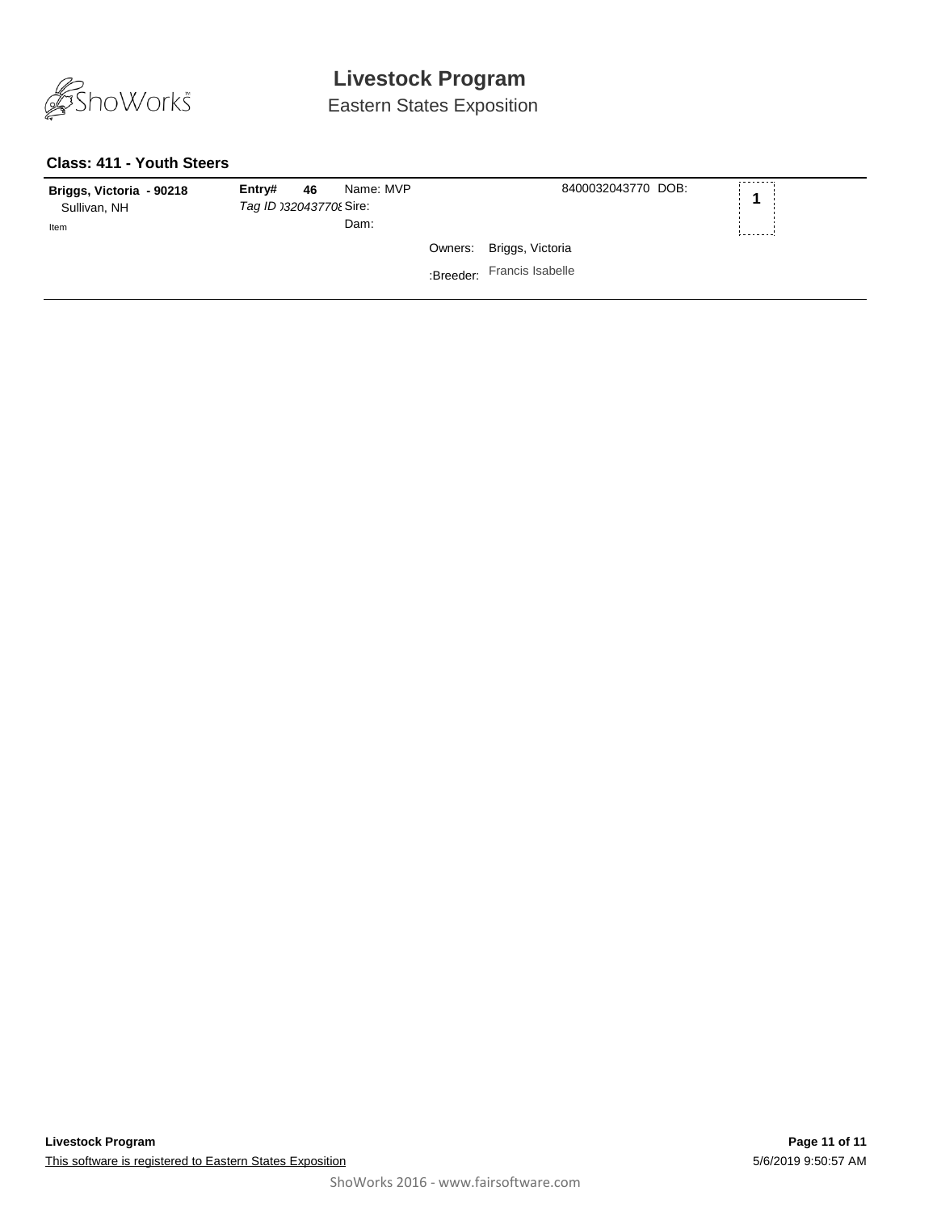# Livestock Program

Eastern States Exposition

**Class: 411 - Youth Steers**

| | | | | |
|---|---|---|---|---|
| **Briggs, Victoria - 90218**<br>Sullivan, NH<br>Item | **Entry# 46**<br>*Tag ID )32043770ε* | Name: MVP<br>Sire:<br>Dam: | 8400032043770 DOB:<br>Owners: Briggs, Victoria<br>:Breeder: Francis Isabelle | 1 |